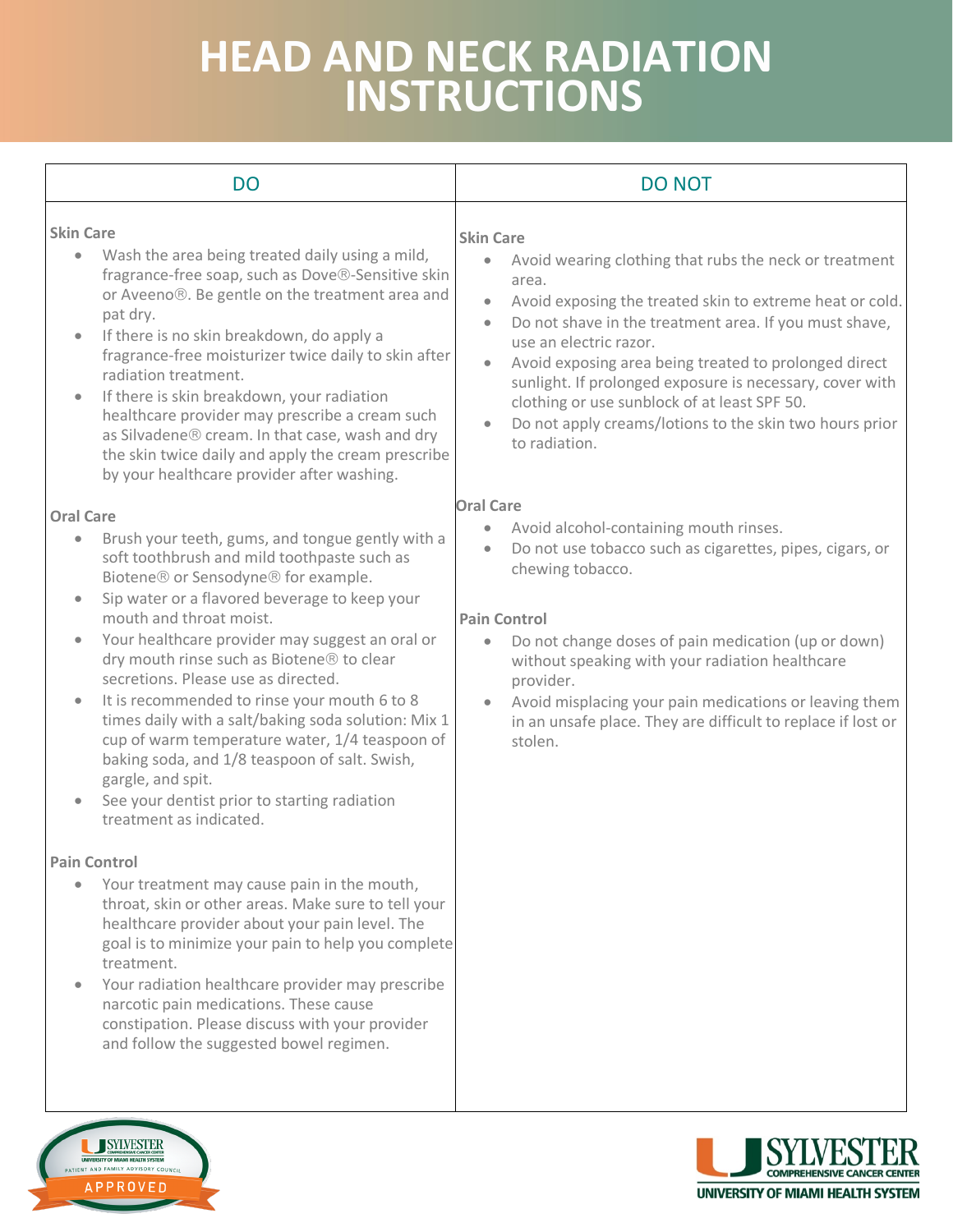# HEAD AND NECK RADIATION INSTRUCTIONS

## DO

**Skin Care**

- Wash the area being treated daily using a mild, fragrance-free soap, such as Dove®-Sensitive skin or Aveeno®. Be gentle on the treatment area and pat dry.
- If there is no skin breakdown, do apply a fragrance-free moisturizer twice daily to skin after radiation treatment.
- If there is skin breakdown, your radiation healthcare provider may prescribe a cream such as Silvadene® cream. In that case, wash and dry the skin twice daily and apply the cream prescribe by your healthcare provider after washing.

**Oral Care**

- Brush your teeth, gums, and tongue gently with a soft toothbrush and mild toothpaste such as Biotene® or Sensodyne® for example.
- Sip water or a flavored beverage to keep your mouth and throat moist.
- Your healthcare provider may suggest an oral or dry mouth rinse such as Biotene® to clear secretions. Please use as directed.
- It is recommended to rinse your mouth 6 to 8 times daily with a salt/baking soda solution: Mix 1 cup of warm temperature water, 1/4 teaspoon of baking soda, and 1/8 teaspoon of salt. Swish, gargle, and spit.
- See your dentist prior to starting radiation treatment as indicated.

**Pain Control**

- Your treatment may cause pain in the mouth, throat, skin or other areas. Make sure to tell your healthcare provider about your pain level. The goal is to minimize your pain to help you complete treatment.
- Your radiation healthcare provider may prescribe narcotic pain medications. These cause constipation. Please discuss with your provider and follow the suggested bowel regimen.

## DO NOT

**Skin Care**

- Avoid wearing clothing that rubs the neck or treatment area.
- Avoid exposing the treated skin to extreme heat or cold.
- Do not shave in the treatment area. If you must shave, use an electric razor.
- Avoid exposing area being treated to prolonged direct sunlight. If prolonged exposure is necessary, cover with clothing or use sunblock of at least SPF 50.
- Do not apply creams/lotions to the skin two hours prior to radiation.

**Oral Care**

- Avoid alcohol-containing mouth rinses.
- Do not use tobacco such as cigarettes, pipes, cigars, or chewing tobacco.

**Pain Control**

- Do not change doses of pain medication (up or down) without speaking with your radiation healthcare provider.
- Avoid misplacing your pain medications or leaving them in an unsafe place. They are difficult to replace if lost or stolen.

SYLVESTER COMPREHENSIVE CANCER CENTER, UNIVERSITY OF MIAMI HEALTH SYSTEM — PATIENT AND FAMILY ADVISORY COUNCIL APPROVED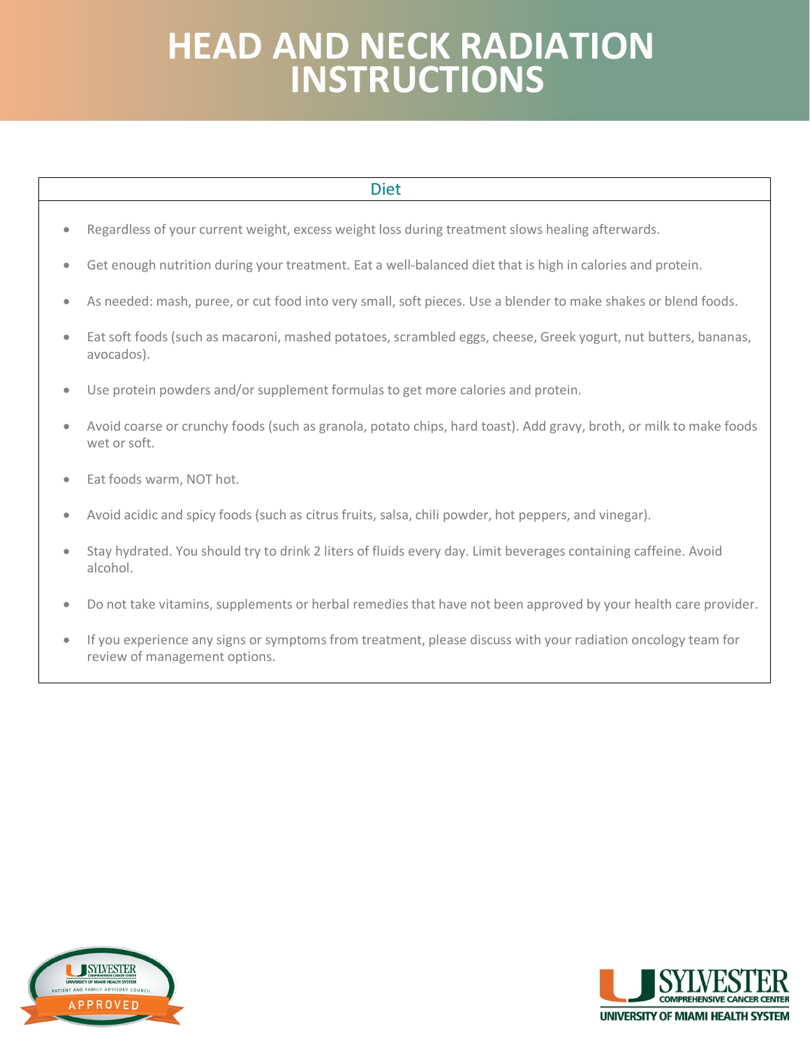# HEAD AND NECK RADIATION INSTRUCTIONS

## Diet

- Regardless of your current weight, excess weight loss during treatment slows healing afterwards.
- Get enough nutrition during your treatment. Eat a well-balanced diet that is high in calories and protein.
- As needed: mash, puree, or cut food into very small, soft pieces. Use a blender to make shakes or blend foods.
- Eat soft foods (such as macaroni, mashed potatoes, scrambled eggs, cheese, Greek yogurt, nut butters, bananas, avocados).
- Use protein powders and/or supplement formulas to get more calories and protein.
- Avoid coarse or crunchy foods (such as granola, potato chips, hard toast). Add gravy, broth, or milk to make foods wet or soft.
- Eat foods warm, NOT hot.
- Avoid acidic and spicy foods (such as citrus fruits, salsa, chili powder, hot peppers, and vinegar).
- Stay hydrated. You should try to drink 2 liters of fluids every day. Limit beverages containing caffeine. Avoid alcohol.
- Do not take vitamins, supplements or herbal remedies that have not been approved by your health care provider.
- If you experience any signs or symptoms from treatment, please discuss with your radiation oncology team for review of management options.

SYLVESTER COMPREHENSIVE CANCER CENTER
UNIVERSITY OF MIAMI HEALTH SYSTEM
PATIENT AND FAMILY ADVISORY COUNCIL
APPROVED

SYLVESTER COMPREHENSIVE CANCER CENTER
UNIVERSITY OF MIAMI HEALTH SYSTEM